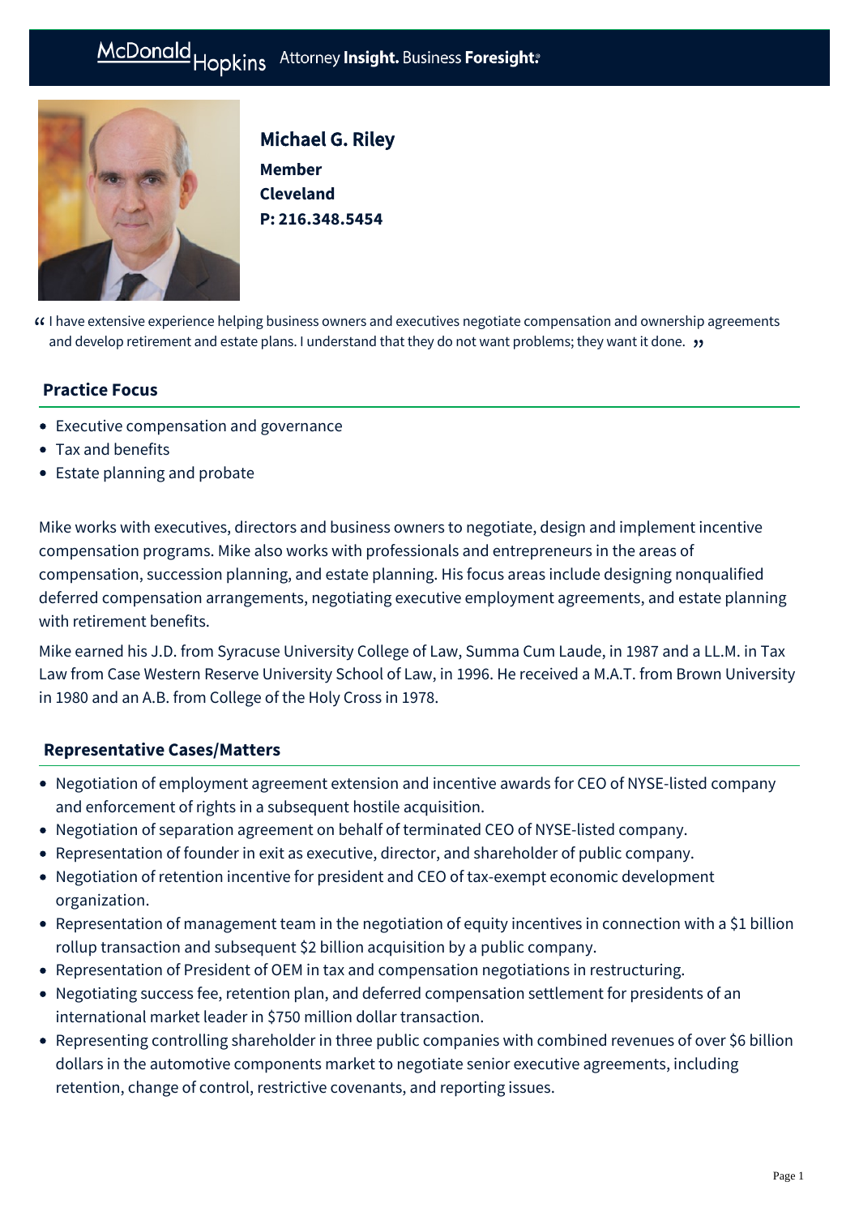McDonald Hopkins Attorney **Insight.** Business **Foresight.**

# Michael G. Riley

**Member**
**Cleveland**
**P: 216.348.5454**

> I have extensive experience helping business owners and executives negotiate compensation and ownership agreements and develop retirement and estate plans. I understand that they do not want problems; they want it done.

## Practice Focus

- Executive compensation and governance
- Tax and benefits
- Estate planning and probate

Mike works with executives, directors and business owners to negotiate, design and implement incentive compensation programs. Mike also works with professionals and entrepreneurs in the areas of compensation, succession planning, and estate planning. His focus areas include designing nonqualified deferred compensation arrangements, negotiating executive employment agreements, and estate planning with retirement benefits.

Mike earned his J.D. from Syracuse University College of Law, Summa Cum Laude, in 1987 and a LL.M. in Tax Law from Case Western Reserve University School of Law, in 1996. He received a M.A.T. from Brown University in 1980 and an A.B. from College of the Holy Cross in 1978.

## Representative Cases/Matters

- Negotiation of employment agreement extension and incentive awards for CEO of NYSE-listed company and enforcement of rights in a subsequent hostile acquisition.
- Negotiation of separation agreement on behalf of terminated CEO of NYSE-listed company.
- Representation of founder in exit as executive, director, and shareholder of public company.
- Negotiation of retention incentive for president and CEO of tax-exempt economic development organization.
- Representation of management team in the negotiation of equity incentives in connection with a $1 billion rollup transaction and subsequent $2 billion acquisition by a public company.
- Representation of President of OEM in tax and compensation negotiations in restructuring.
- Negotiating success fee, retention plan, and deferred compensation settlement for presidents of an international market leader in $750 million dollar transaction.
- Representing controlling shareholder in three public companies with combined revenues of over $6 billion dollars in the automotive components market to negotiate senior executive agreements, including retention, change of control, restrictive covenants, and reporting issues.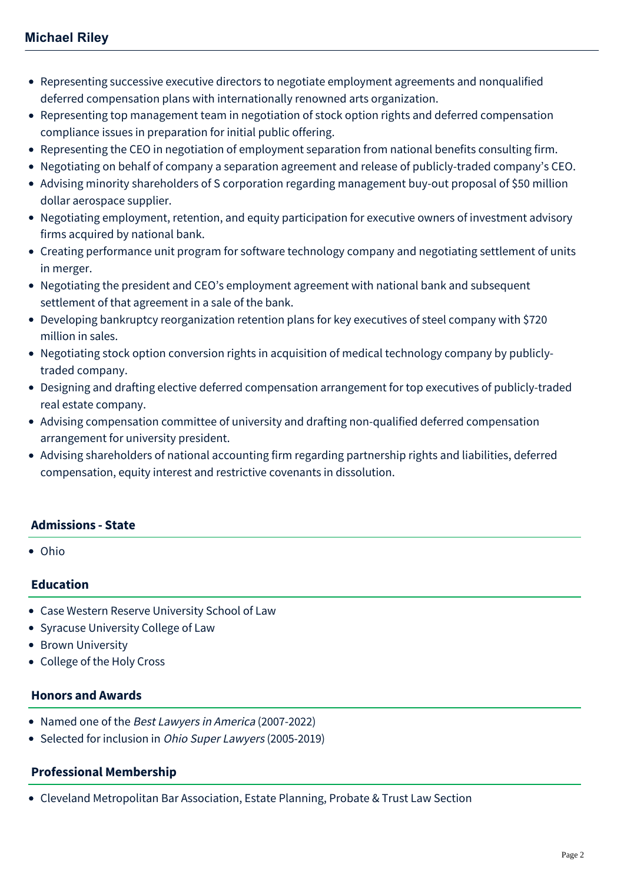- Representing successive executive directors to negotiate employment agreements and nonqualified deferred compensation plans with internationally renowned arts organization.
- Representing top management team in negotiation of stock option rights and deferred compensation compliance issues in preparation for initial public offering.
- Representing the CEO in negotiation of employment separation from national benefits consulting firm.
- Negotiating on behalf of company a separation agreement and release of publicly-traded company's CEO.
- Advising minority shareholders of S corporation regarding management buy-out proposal of $50 million dollar aerospace supplier.
- Negotiating employment, retention, and equity participation for executive owners of investment advisory firms acquired by national bank.
- Creating performance unit program for software technology company and negotiating settlement of units in merger.
- Negotiating the president and CEO's employment agreement with national bank and subsequent settlement of that agreement in a sale of the bank.
- Developing bankruptcy reorganization retention plans for key executives of steel company with $720 million in sales.
- Negotiating stock option conversion rights in acquisition of medical technology company by publicly-traded company.
- Designing and drafting elective deferred compensation arrangement for top executives of publicly-traded real estate company.
- Advising compensation committee of university and drafting non-qualified deferred compensation arrangement for university president.
- Advising shareholders of national accounting firm regarding partnership rights and liabilities, deferred compensation, equity interest and restrictive covenants in dissolution.

## Admissions - State

- Ohio

## Education

- Case Western Reserve University School of Law
- Syracuse University College of Law
- Brown University
- College of the Holy Cross

## Honors and Awards

- Named one of the *Best Lawyers in America* (2007-2022)
- Selected for inclusion in *Ohio Super Lawyers* (2005-2019)

## Professional Membership

- Cleveland Metropolitan Bar Association, Estate Planning, Probate & Trust Law Section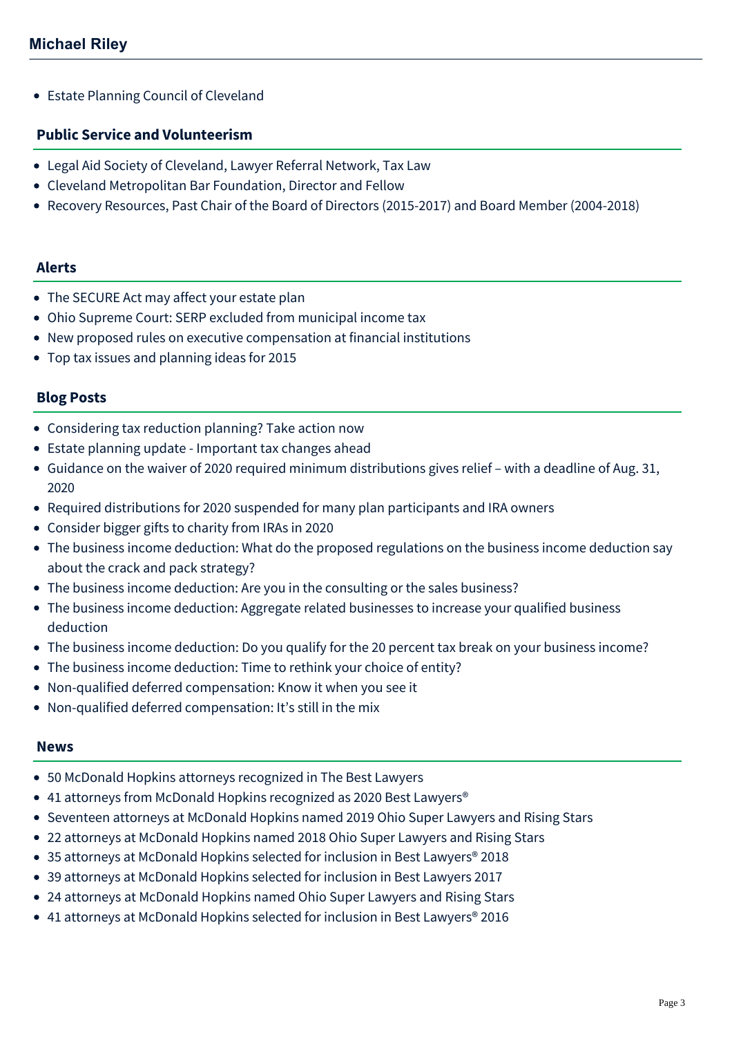- Estate Planning Council of Cleveland

## Public Service and Volunteerism

- Legal Aid Society of Cleveland, Lawyer Referral Network, Tax Law
- Cleveland Metropolitan Bar Foundation, Director and Fellow
- Recovery Resources, Past Chair of the Board of Directors (2015-2017) and Board Member (2004-2018)

## Alerts

- The SECURE Act may affect your estate plan
- Ohio Supreme Court: SERP excluded from municipal income tax
- New proposed rules on executive compensation at financial institutions
- Top tax issues and planning ideas for 2015

## Blog Posts

- Considering tax reduction planning? Take action now
- Estate planning update - Important tax changes ahead
- Guidance on the waiver of 2020 required minimum distributions gives relief – with a deadline of Aug. 31, 2020
- Required distributions for 2020 suspended for many plan participants and IRA owners
- Consider bigger gifts to charity from IRAs in 2020
- The business income deduction: What do the proposed regulations on the business income deduction say about the crack and pack strategy?
- The business income deduction: Are you in the consulting or the sales business?
- The business income deduction: Aggregate related businesses to increase your qualified business deduction
- The business income deduction: Do you qualify for the 20 percent tax break on your business income?
- The business income deduction: Time to rethink your choice of entity?
- Non-qualified deferred compensation: Know it when you see it
- Non-qualified deferred compensation: It's still in the mix

## News

- 50 McDonald Hopkins attorneys recognized in The Best Lawyers
- 41 attorneys from McDonald Hopkins recognized as 2020 Best Lawyers®
- Seventeen attorneys at McDonald Hopkins named 2019 Ohio Super Lawyers and Rising Stars
- 22 attorneys at McDonald Hopkins named 2018 Ohio Super Lawyers and Rising Stars
- 35 attorneys at McDonald Hopkins selected for inclusion in Best Lawyers® 2018
- 39 attorneys at McDonald Hopkins selected for inclusion in Best Lawyers 2017
- 24 attorneys at McDonald Hopkins named Ohio Super Lawyers and Rising Stars
- 41 attorneys at McDonald Hopkins selected for inclusion in Best Lawyers® 2016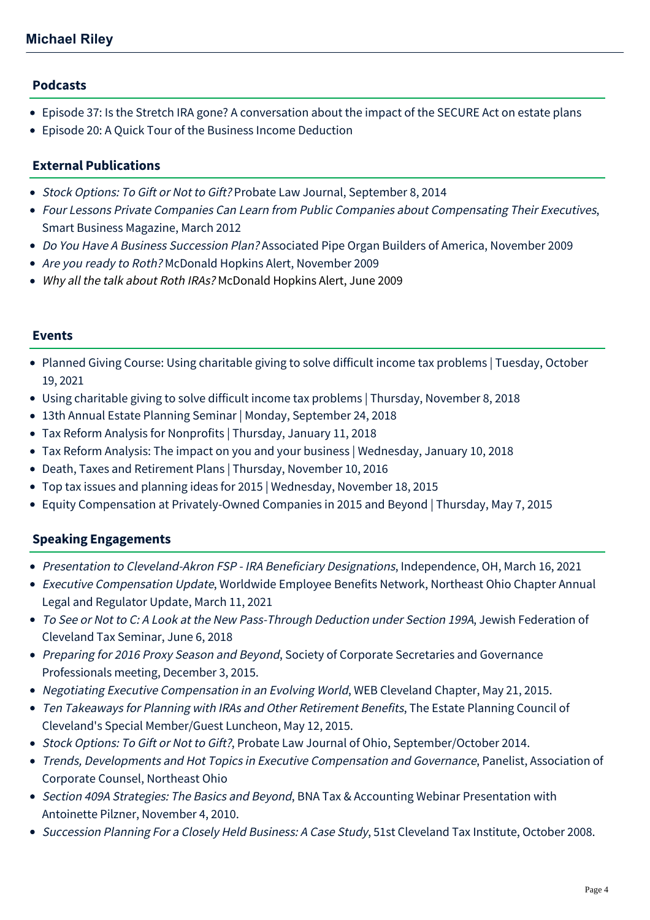## Podcasts

- Episode 37: Is the Stretch IRA gone? A conversation about the impact of the SECURE Act on estate plans
- Episode 20: A Quick Tour of the Business Income Deduction

## External Publications

- *Stock Options: To Gift or Not to Gift?* Probate Law Journal, September 8, 2014
- *Four Lessons Private Companies Can Learn from Public Companies about Compensating Their Executives*, Smart Business Magazine, March 2012
- *Do You Have A Business Succession Plan?* Associated Pipe Organ Builders of America, November 2009
- *Are you ready to Roth?* McDonald Hopkins Alert, November 2009
- *Why all the talk about Roth IRAs?* McDonald Hopkins Alert, June 2009

## Events

- Planned Giving Course: Using charitable giving to solve difficult income tax problems | Tuesday, October 19, 2021
- Using charitable giving to solve difficult income tax problems | Thursday, November 8, 2018
- 13th Annual Estate Planning Seminar | Monday, September 24, 2018
- Tax Reform Analysis for Nonprofits | Thursday, January 11, 2018
- Tax Reform Analysis: The impact on you and your business | Wednesday, January 10, 2018
- Death, Taxes and Retirement Plans | Thursday, November 10, 2016
- Top tax issues and planning ideas for 2015 | Wednesday, November 18, 2015
- Equity Compensation at Privately-Owned Companies in 2015 and Beyond | Thursday, May 7, 2015

## Speaking Engagements

- *Presentation to Cleveland-Akron FSP - IRA Beneficiary Designations*, Independence, OH, March 16, 2021
- *Executive Compensation Update*, Worldwide Employee Benefits Network, Northeast Ohio Chapter Annual Legal and Regulator Update, March 11, 2021
- *To See or Not to C: A Look at the New Pass-Through Deduction under Section 199A*, Jewish Federation of Cleveland Tax Seminar, June 6, 2018
- *Preparing for 2016 Proxy Season and Beyond*, Society of Corporate Secretaries and Governance Professionals meeting, December 3, 2015.
- *Negotiating Executive Compensation in an Evolving World*, WEB Cleveland Chapter, May 21, 2015.
- *Ten Takeaways for Planning with IRAs and Other Retirement Benefits*, The Estate Planning Council of Cleveland's Special Member/Guest Luncheon, May 12, 2015.
- *Stock Options: To Gift or Not to Gift?*, Probate Law Journal of Ohio, September/October 2014.
- *Trends, Developments and Hot Topics in Executive Compensation and Governance*, Panelist, Association of Corporate Counsel, Northeast Ohio
- *Section 409A Strategies: The Basics and Beyond*, BNA Tax & Accounting Webinar Presentation with Antoinette Pilzner, November 4, 2010.
- *Succession Planning For a Closely Held Business: A Case Study*, 51st Cleveland Tax Institute, October 2008.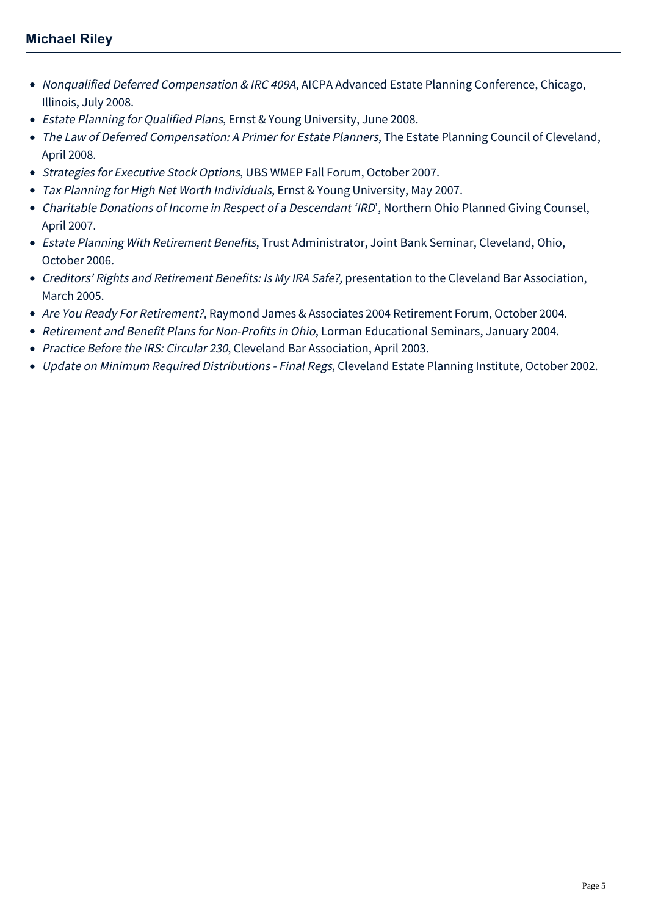- *Nonqualified Deferred Compensation & IRC 409A*, AICPA Advanced Estate Planning Conference, Chicago, Illinois, July 2008.
- *Estate Planning for Qualified Plans*, Ernst & Young University, June 2008.
- *The Law of Deferred Compensation: A Primer for Estate Planners*, The Estate Planning Council of Cleveland, April 2008.
- *Strategies for Executive Stock Options*, UBS WMEP Fall Forum, October 2007.
- *Tax Planning for High Net Worth Individuals*, Ernst & Young University, May 2007.
- *Charitable Donations of Income in Respect of a Descendant 'IRD*', Northern Ohio Planned Giving Counsel, April 2007.
- *Estate Planning With Retirement Benefits*, Trust Administrator, Joint Bank Seminar, Cleveland, Ohio, October 2006.
- *Creditors' Rights and Retirement Benefits: Is My IRA Safe?,* presentation to the Cleveland Bar Association, March 2005.
- *Are You Ready For Retirement?,* Raymond James & Associates 2004 Retirement Forum, October 2004.
- *Retirement and Benefit Plans for Non-Profits in Ohio*, Lorman Educational Seminars, January 2004.
- *Practice Before the IRS: Circular 230*, Cleveland Bar Association, April 2003.
- *Update on Minimum Required Distributions - Final Regs*, Cleveland Estate Planning Institute, October 2002.